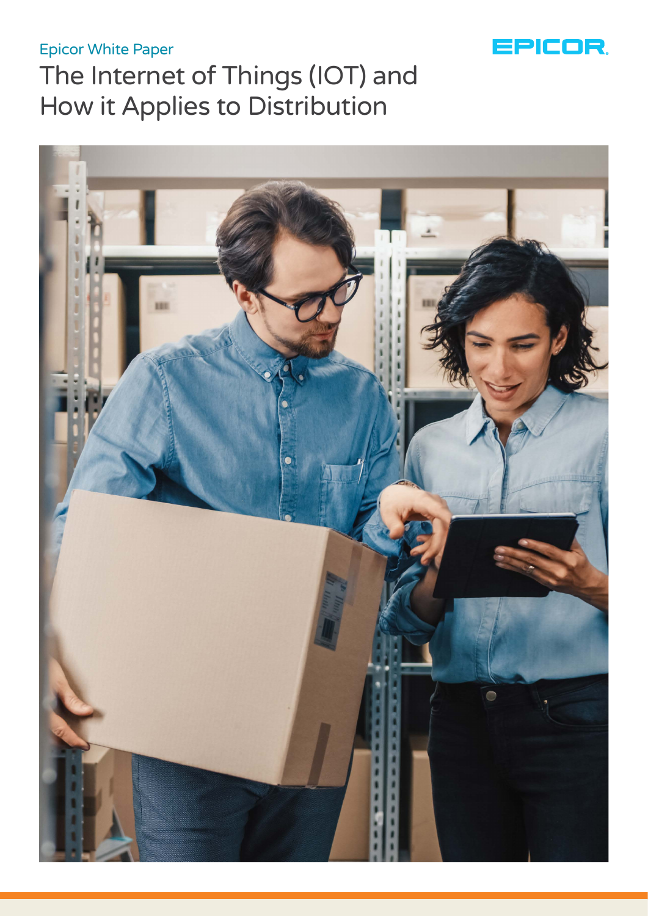Epicor White Paper

# The Internet of Things (IOT) and How it Applies to Distribution

EPICOR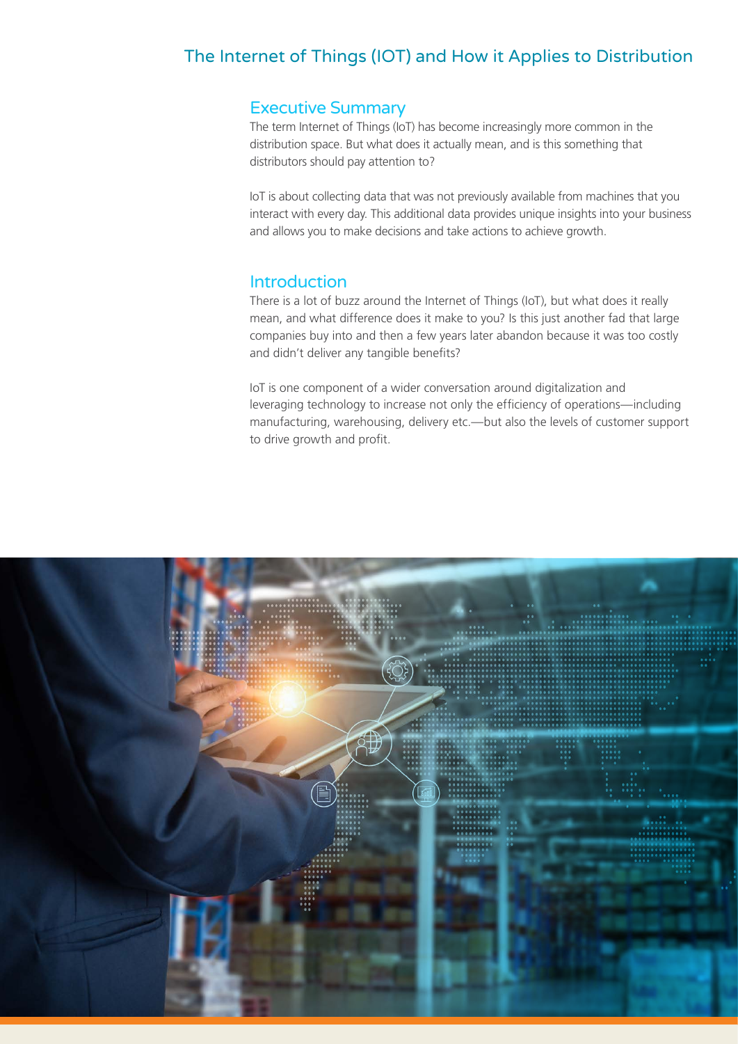# The Internet of Things (IOT) and How it Applies to Distribution

## Executive Summary

The term Internet of Things (IoT) has become increasingly more common in the distribution space. But what does it actually mean, and is this something that distributors should pay attention to?

IoT is about collecting data that was not previously available from machines that you interact with every day. This additional data provides unique insights into your business and allows you to make decisions and take actions to achieve growth.

## Introduction

There is a lot of buzz around the Internet of Things (IoT), but what does it really mean, and what difference does it make to you? Is this just another fad that large companies buy into and then a few years later abandon because it was too costly and didn't deliver any tangible benefits?

IoT is one component of a wider conversation around digitalization and leveraging technology to increase not only the efficiency of operations—including manufacturing, warehousing, delivery etc.—but also the levels of customer support to drive growth and profit.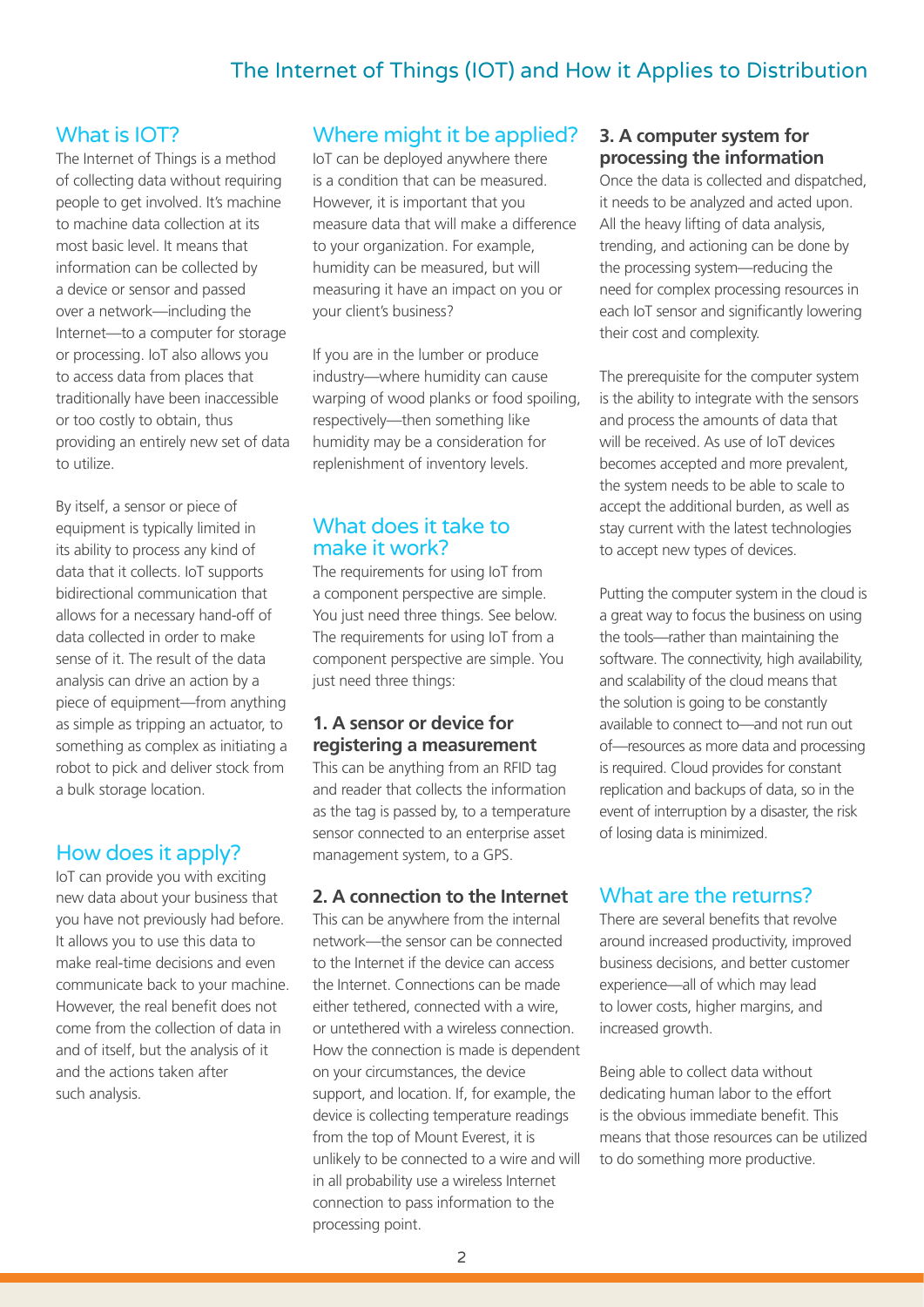# The Internet of Things (IOT) and How it Applies to Distribution

## What is IOT?

The Internet of Things is a method of collecting data without requiring people to get involved. It's machine to machine data collection at its most basic level. It means that information can be collected by a device or sensor and passed over a network—including the Internet—to a computer for storage or processing. IoT also allows you to access data from places that traditionally have been inaccessible or too costly to obtain, thus providing an entirely new set of data to utilize.

By itself, a sensor or piece of equipment is typically limited in its ability to process any kind of data that it collects. IoT supports bidirectional communication that allows for a necessary hand-off of data collected in order to make sense of it. The result of the data analysis can drive an action by a piece of equipment—from anything as simple as tripping an actuator, to something as complex as initiating a robot to pick and deliver stock from a bulk storage location.

## How does it apply?

IoT can provide you with exciting new data about your business that you have not previously had before. It allows you to use this data to make real-time decisions and even communicate back to your machine. However, the real benefit does not come from the collection of data in and of itself, but the analysis of it and the actions taken after such analysis.

## Where might it be applied?

IoT can be deployed anywhere there is a condition that can be measured. However, it is important that you measure data that will make a difference to your organization. For example, humidity can be measured, but will measuring it have an impact on you or your client's business?

If you are in the lumber or produce industry—where humidity can cause warping of wood planks or food spoiling, respectively—then something like humidity may be a consideration for replenishment of inventory levels.

## What does it take to make it work?

The requirements for using IoT from a component perspective are simple. You just need three things. See below. The requirements for using IoT from a component perspective are simple. You just need three things:

### 1. A sensor or device for registering a measurement

This can be anything from an RFID tag and reader that collects the information as the tag is passed by, to a temperature sensor connected to an enterprise asset management system, to a GPS.

### 2. A connection to the Internet

This can be anywhere from the internal network—the sensor can be connected to the Internet if the device can access the Internet. Connections can be made either tethered, connected with a wire, or untethered with a wireless connection. How the connection is made is dependent on your circumstances, the device support, and location. If, for example, the device is collecting temperature readings from the top of Mount Everest, it is unlikely to be connected to a wire and will in all probability use a wireless Internet connection to pass information to the processing point.

### 3. A computer system for processing the information

Once the data is collected and dispatched, it needs to be analyzed and acted upon. All the heavy lifting of data analysis, trending, and actioning can be done by the processing system—reducing the need for complex processing resources in each IoT sensor and significantly lowering their cost and complexity.

The prerequisite for the computer system is the ability to integrate with the sensors and process the amounts of data that will be received. As use of IoT devices becomes accepted and more prevalent, the system needs to be able to scale to accept the additional burden, as well as stay current with the latest technologies to accept new types of devices.

Putting the computer system in the cloud is a great way to focus the business on using the tools—rather than maintaining the software. The connectivity, high availability, and scalability of the cloud means that the solution is going to be constantly available to connect to—and not run out of—resources as more data and processing is required. Cloud provides for constant replication and backups of data, so in the event of interruption by a disaster, the risk of losing data is minimized.

## What are the returns?

There are several benefits that revolve around increased productivity, improved business decisions, and better customer experience—all of which may lead to lower costs, higher margins, and increased growth.

Being able to collect data without dedicating human labor to the effort is the obvious immediate benefit. This means that those resources can be utilized to do something more productive.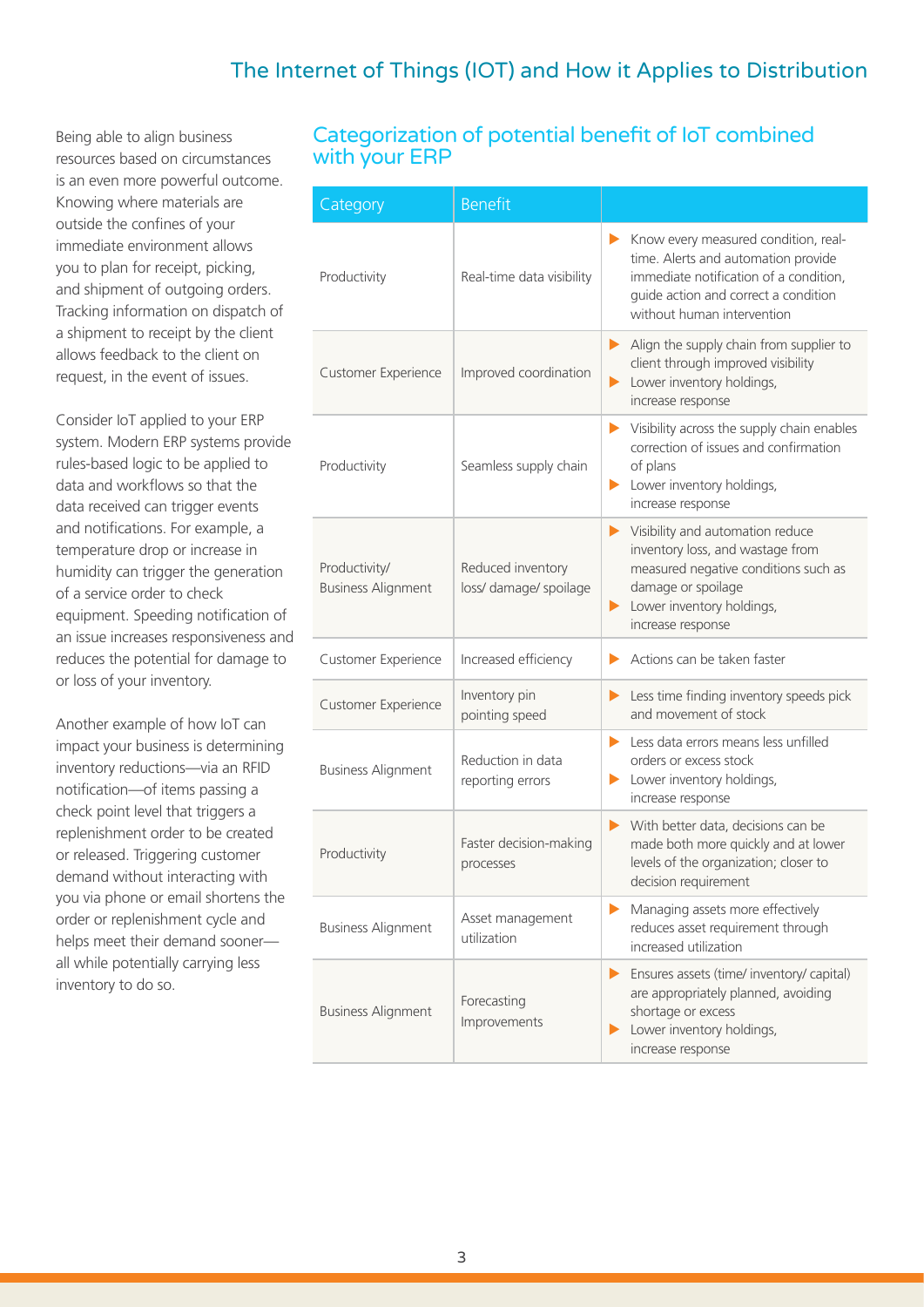Being able to align business resources based on circumstances is an even more powerful outcome. Knowing where materials are outside the confines of your immediate environment allows you to plan for receipt, picking, and shipment of outgoing orders. Tracking information on dispatch of a shipment to receipt by the client allows feedback to the client on request, in the event of issues.

Consider IoT applied to your ERP system. Modern ERP systems provide rules-based logic to be applied to data and workflows so that the data received can trigger events and notifications. For example, a temperature drop or increase in humidity can trigger the generation of a service order to check equipment. Speeding notification of an issue increases responsiveness and reduces the potential for damage to or loss of your inventory.

Another example of how IoT can impact your business is determining inventory reductions—via an RFID notification—of items passing a check point level that triggers a replenishment order to be created or released. Triggering customer demand without interacting with you via phone or email shortens the order or replenishment cycle and helps meet their demand sooner—all while potentially carrying less inventory to do so.

## Categorization of potential benefit of IoT combined with your ERP

| Category | Benefit | |
|---|---|---|
| Productivity | Real-time data visibility | ▶ Know every measured condition, real-time. Alerts and automation provide immediate notification of a condition, guide action and correct a condition without human intervention |
| Customer Experience | Improved coordination | ▶ Align the supply chain from supplier to client through improved visibility<br>▶ Lower inventory holdings, increase response |
| Productivity | Seamless supply chain | ▶ Visibility across the supply chain enables correction of issues and confirmation of plans<br>▶ Lower inventory holdings, increase response |
| Productivity/ Business Alignment | Reduced inventory loss/ damage/ spoilage | ▶ Visibility and automation reduce inventory loss, and wastage from measured negative conditions such as damage or spoilage<br>▶ Lower inventory holdings, increase response |
| Customer Experience | Increased efficiency | ▶ Actions can be taken faster |
| Customer Experience | Inventory pin pointing speed | ▶ Less time finding inventory speeds pick and movement of stock |
| Business Alignment | Reduction in data reporting errors | ▶ Less data errors means less unfilled orders or excess stock<br>▶ Lower inventory holdings, increase response |
| Productivity | Faster decision-making processes | ▶ With better data, decisions can be made both more quickly and at lower levels of the organization; closer to decision requirement |
| Business Alignment | Asset management utilization | ▶ Managing assets more effectively reduces asset requirement through increased utilization |
| Business Alignment | Forecasting Improvements | ▶ Ensures assets (time/ inventory/ capital) are appropriately planned, avoiding shortage or excess<br>▶ Lower inventory holdings, increase response |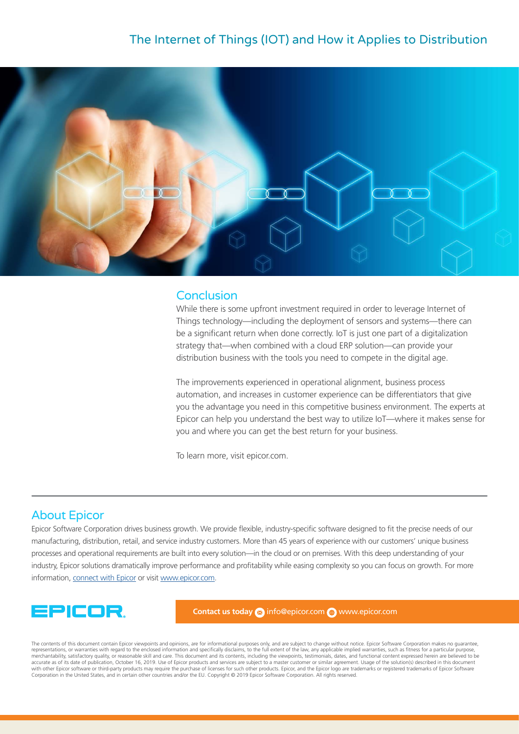## Conclusion

While there is some upfront investment required in order to leverage Internet of Things technology—including the deployment of sensors and systems—there can be a significant return when done correctly. IoT is just one part of a digitalization strategy that—when combined with a cloud ERP solution—can provide your distribution business with the tools you need to compete in the digital age.

The improvements experienced in operational alignment, business process automation, and increases in customer experience can be differentiators that give you the advantage you need in this competitive business environment. The experts at Epicor can help you understand the best way to utilize IoT—where it makes sense for you and where you can get the best return for your business.

To learn more, visit epicor.com.

## About Epicor

Epicor Software Corporation drives business growth. We provide flexible, industry-specific software designed to fit the precise needs of our manufacturing, distribution, retail, and service industry customers. More than 45 years of experience with our customers' unique business processes and operational requirements are built into every solution—in the cloud or on premises. With this deep understanding of your industry, Epicor solutions dramatically improve performance and profitability while easing complexity so you can focus on growth. For more information, connect with Epicor or visit www.epicor.com.

EPICOR.

**Contact us today** info@epicor.com www.epicor.com

The contents of this document contain Epicor viewpoints and opinions, are for informational purposes only, and are subject to change without notice. Epicor Software Corporation makes no guarantee, representations, or warranties with regard to the enclosed information and specifically disclaims, to the full extent of the law, any applicable implied warranties, such as fitness for a particular purpose, merchantability, satisfactory quality, or reasonable skill and care. This document and its contents, including the viewpoints, testimonials, dates, and functional content expressed herein are believed to be accurate as of its date of publication, October 16, 2019. Use of Epicor products and services are subject to a master customer or similar agreement. Usage of the solution(s) described in this document with other Epicor software or third-party products may require the purchase of licenses for such other products. Epicor, and the Epicor logo are trademarks or registered trademarks of Epicor Software Corporation in the United States, and in certain other countries and/or the EU. Copyright © 2019 Epicor Software Corporation. All rights reserved.